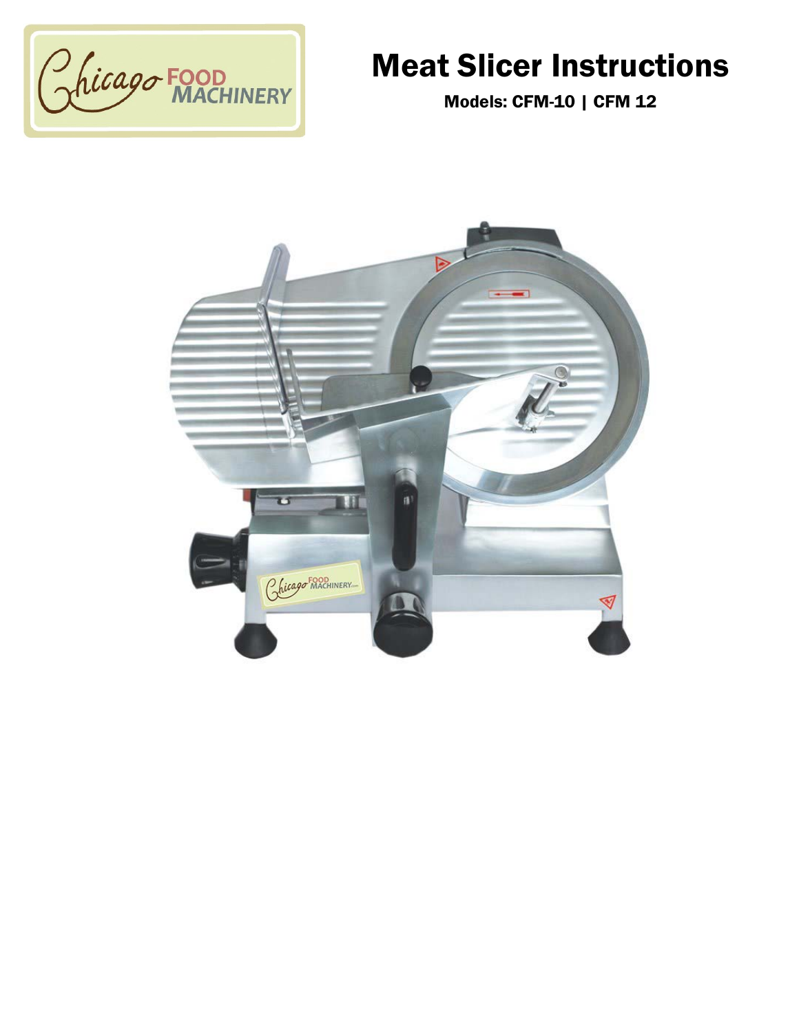# Meat Slicer Instructions

**Models: CFM-10 | CFM 12**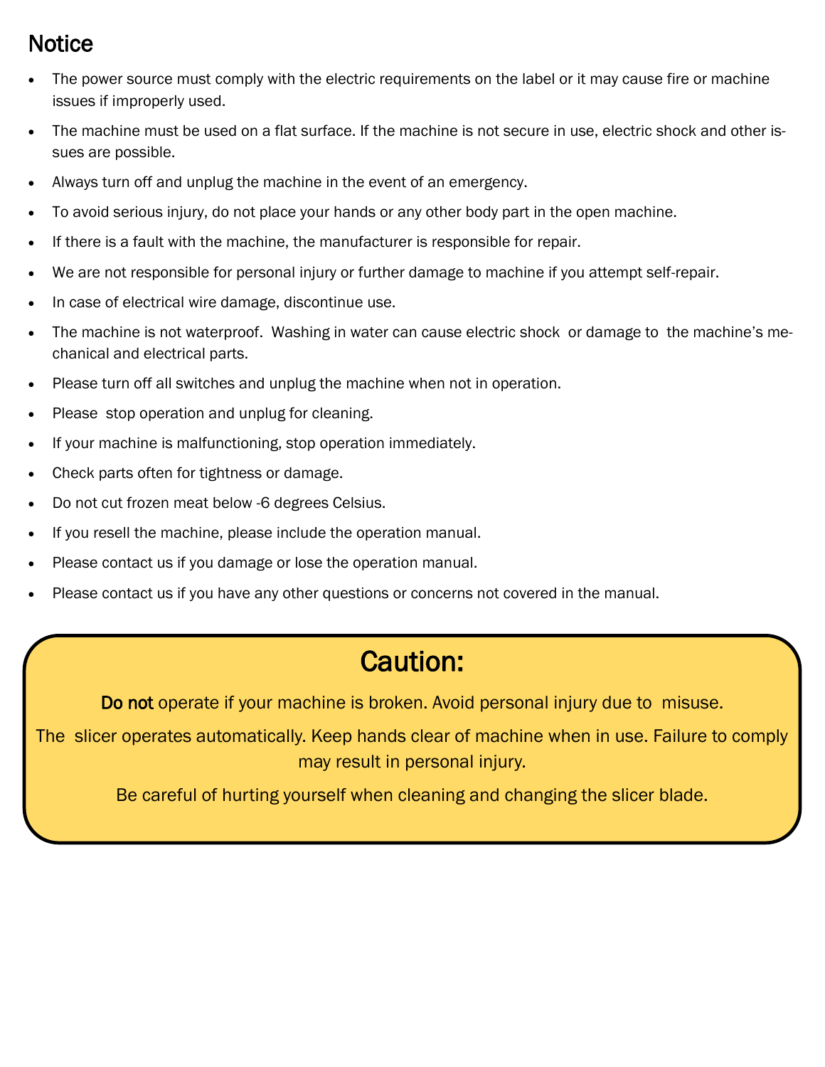## Notice

- The power source must comply with the electric requirements on the label or it may cause fire or machine issues if improperly used.
- The machine must be used on a flat surface. If the machine is not secure in use, electric shock and other issues are possible.
- Always turn off and unplug the machine in the event of an emergency.
- To avoid serious injury, do not place your hands or any other body part in the open machine.
- If there is a fault with the machine, the manufacturer is responsible for repair.
- We are not responsible for personal injury or further damage to machine if you attempt self-repair.
- In case of electrical wire damage, discontinue use.
- The machine is not waterproof. Washing in water can cause electric shock or damage to the machine's mechanical and electrical parts.
- Please turn off all switches and unplug the machine when not in operation.
- Please stop operation and unplug for cleaning.
- If your machine is malfunctioning, stop operation immediately.
- Check parts often for tightness or damage.
- Do not cut frozen meat below -6 degrees Celsius.
- If you resell the machine, please include the operation manual.
- Please contact us if you damage or lose the operation manual.
- Please contact us if you have any other questions or concerns not covered in the manual.

## Caution:

Do not operate if your machine is broken. Avoid personal injury due to misuse.

The slicer operates automatically. Keep hands clear of machine when in use. Failure to comply may result in personal injury.

Be careful of hurting yourself when cleaning and changing the slicer blade.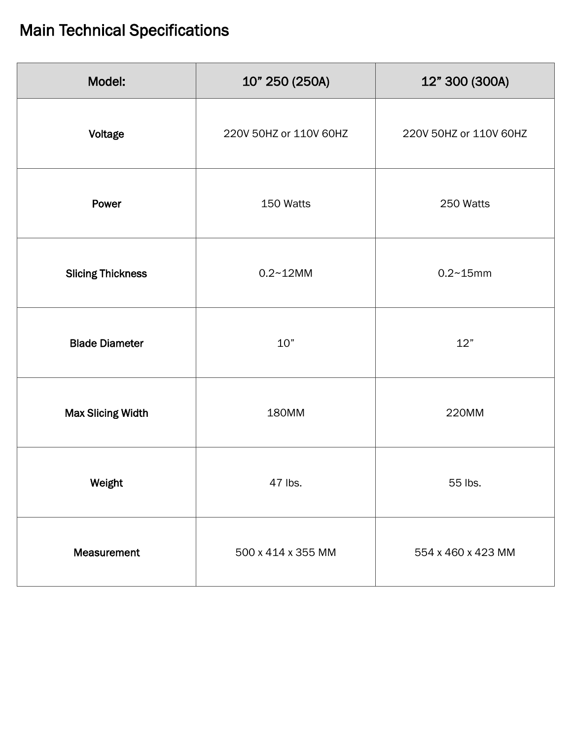# Main Technical Specifications

| Model: | 10" 250 (250A) | 12" 300 (300A) |
| --- | --- | --- |
| **Voltage** | 220V 50HZ or 110V 60HZ | 220V 50HZ or 110V 60HZ |
| **Power** | 150 Watts | 250 Watts |
| **Slicing Thickness** | 0.2~12MM | 0.2~15mm |
| **Blade Diameter** | 10" | 12" |
| **Max Slicing Width** | 180MM | 220MM |
| **Weight** | 47 lbs. | 55 lbs. |
| **Measurement** | 500 x 414 x 355 MM | 554 x 460 x 423 MM |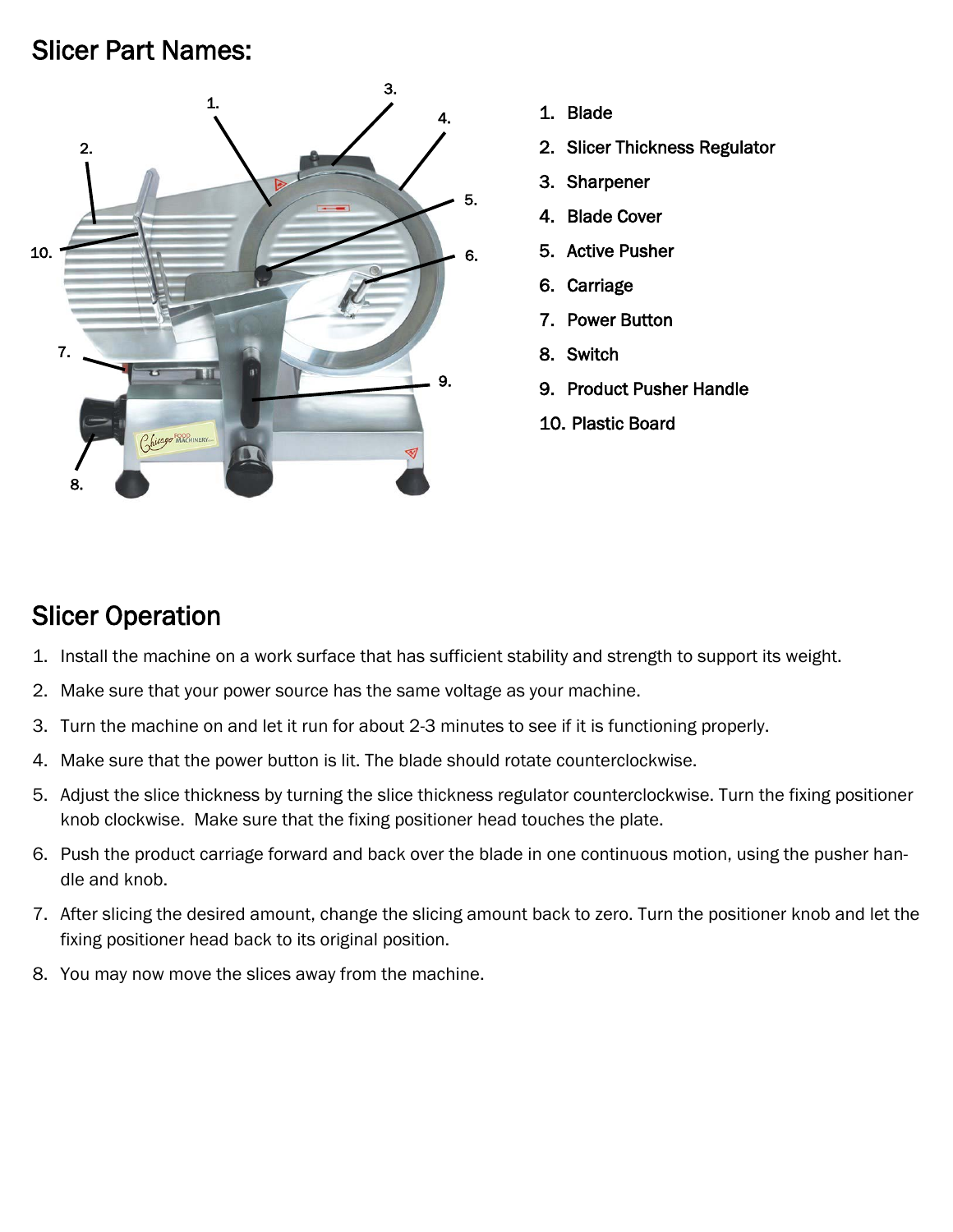## Slicer Part Names:

1. Blade
2. Slicer Thickness Regulator
3. Sharpener
4. Blade Cover
5. Active Pusher
6. Carriage
7. Power Button
8. Switch
9. Product Pusher Handle
10. Plastic Board

## Slicer Operation

1. Install the machine on a work surface that has sufficient stability and strength to support its weight.
2. Make sure that your power source has the same voltage as your machine.
3. Turn the machine on and let it run for about 2-3 minutes to see if it is functioning properly.
4. Make sure that the power button is lit. The blade should rotate counterclockwise.
5. Adjust the slice thickness by turning the slice thickness regulator counterclockwise. Turn the fixing positioner knob clockwise. Make sure that the fixing positioner head touches the plate.
6. Push the product carriage forward and back over the blade in one continuous motion, using the pusher handle and knob.
7. After slicing the desired amount, change the slicing amount back to zero. Turn the positioner knob and let the fixing positioner head back to its original position.
8. You may now move the slices away from the machine.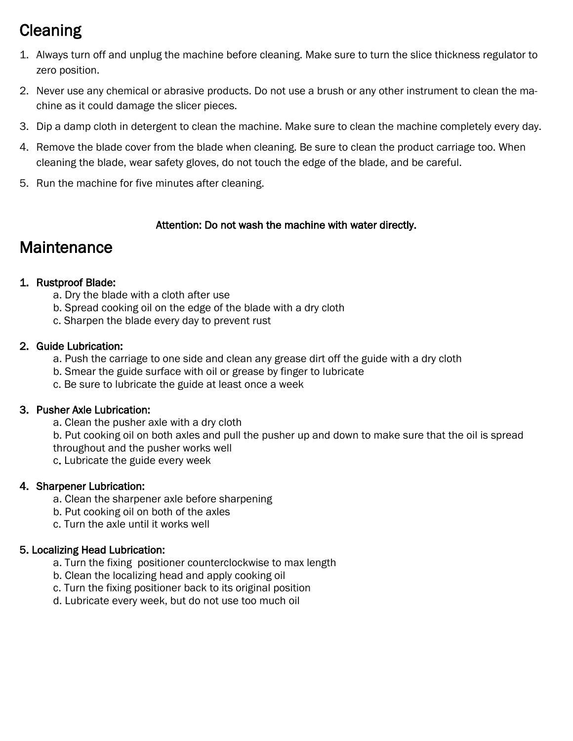# Cleaning

1. Always turn off and unplug the machine before cleaning. Make sure to turn the slice thickness regulator to zero position.
2. Never use any chemical or abrasive products. Do not use a brush or any other instrument to clean the machine as it could damage the slicer pieces.
3. Dip a damp cloth in detergent to clean the machine. Make sure to clean the machine completely every day.
4. Remove the blade cover from the blade when cleaning. Be sure to clean the product carriage too. When cleaning the blade, wear safety gloves, do not touch the edge of the blade, and be careful.
5. Run the machine for five minutes after cleaning.

**Attention: Do not wash the machine with water directly.**

# Maintenance

1. **Rustproof Blade:**
   a. Dry the blade with a cloth after use
   b. Spread cooking oil on the edge of the blade with a dry cloth
   c. Sharpen the blade every day to prevent rust

2. **Guide Lubrication:**
   a. Push the carriage to one side and clean any grease dirt off the guide with a dry cloth
   b. Smear the guide surface with oil or grease by finger to lubricate
   c. Be sure to lubricate the guide at least once a week

3. **Pusher Axle Lubrication:**
   a. Clean the pusher axle with a dry cloth
   b. Put cooking oil on both axles and pull the pusher up and down to make sure that the oil is spread throughout and the pusher works well
   c. Lubricate the guide every week

4. **Sharpener Lubrication:**
   a. Clean the sharpener axle before sharpening
   b. Put cooking oil on both of the axles
   c. Turn the axle until it works well

5. **Localizing Head Lubrication:**
   a. Turn the fixing positioner counterclockwise to max length
   b. Clean the localizing head and apply cooking oil
   c. Turn the fixing positioner back to its original position
   d. Lubricate every week, but do not use too much oil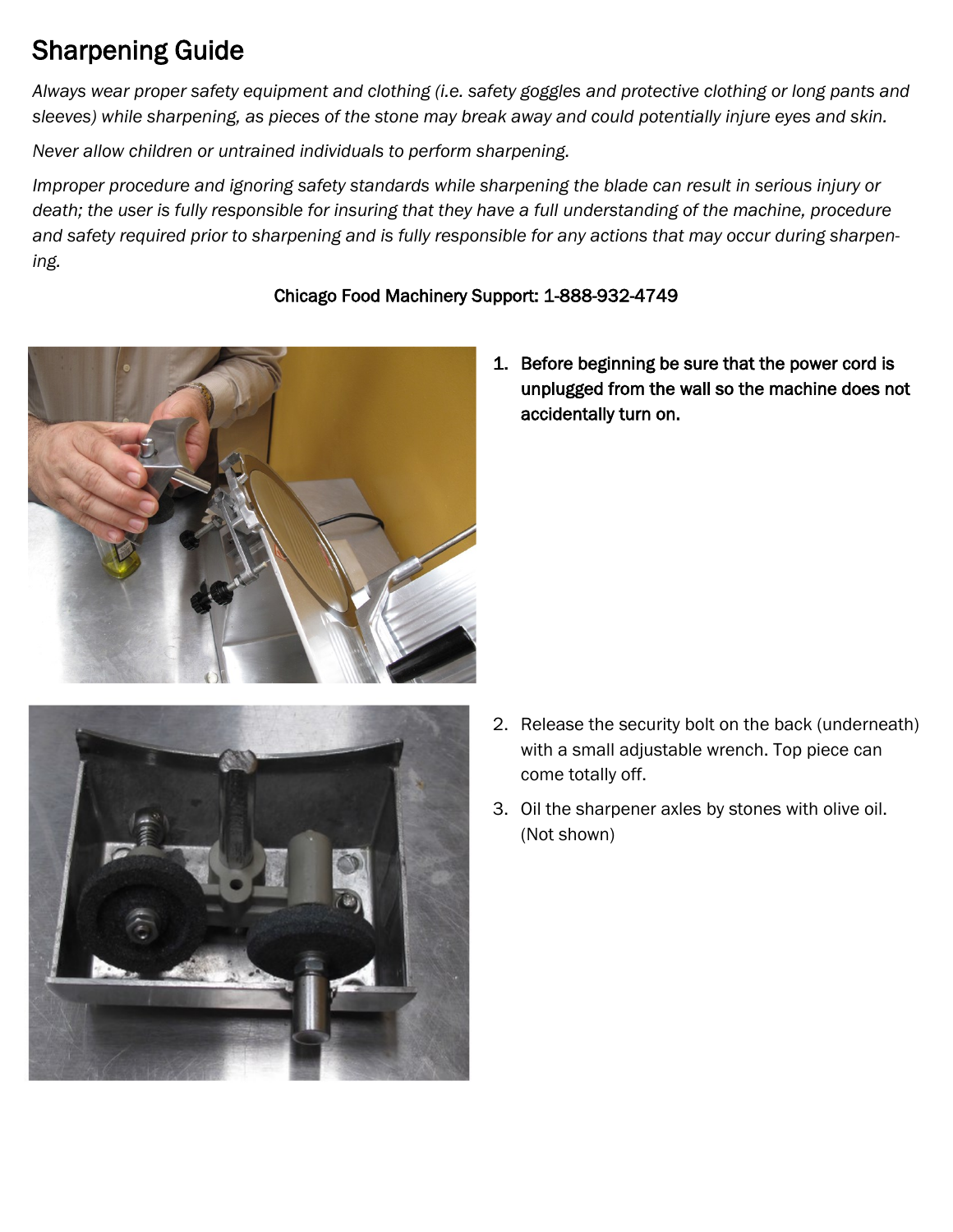# Sharpening Guide

*Always wear proper safety equipment and clothing (i.e. safety goggles and protective clothing or long pants and sleeves) while sharpening, as pieces of the stone may break away and could potentially injure eyes and skin.*

*Never allow children or untrained individuals to perform sharpening.*

*Improper procedure and ignoring safety standards while sharpening the blade can result in serious injury or death; the user is fully responsible for insuring that they have a full understanding of the machine, procedure and safety required prior to sharpening and is fully responsible for any actions that may occur during sharpening.*

Chicago Food Machinery Support: 1-888-932-4749

1. **Before beginning be sure that the power cord is unplugged from the wall so the machine does not accidentally turn on.**
2. Release the security bolt on the back (underneath) with a small adjustable wrench. Top piece can come totally off.
3. Oil the sharpener axles by stones with olive oil. (Not shown)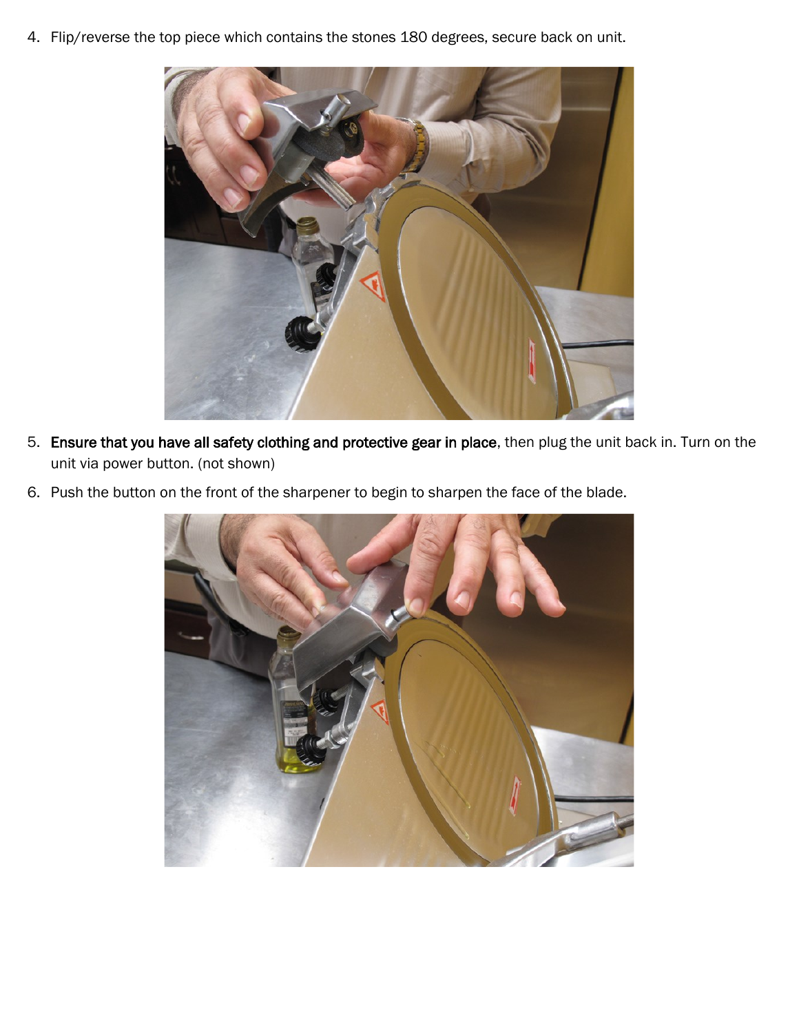4. Flip/reverse the top piece which contains the stones 180 degrees, secure back on unit.

5. **Ensure that you have all safety clothing and protective gear in place**, then plug the unit back in. Turn on the unit via power button. (not shown)

6. Push the button on the front of the sharpener to begin to sharpen the face of the blade.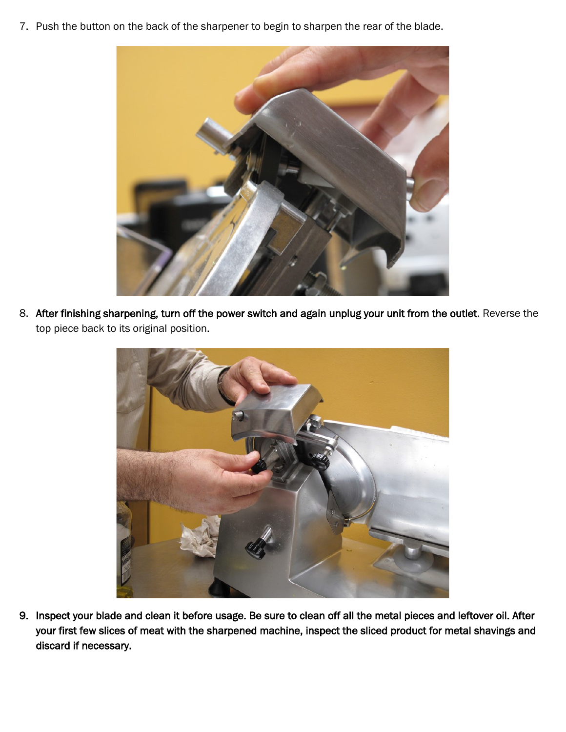7. Push the button on the back of the sharpener to begin to sharpen the rear of the blade.

8. **After finishing sharpening, turn off the power switch and again unplug your unit from the outlet**. Reverse the top piece back to its original position.

9. **Inspect your blade and clean it before usage. Be sure to clean off all the metal pieces and leftover oil. After your first few slices of meat with the sharpened machine, inspect the sliced product for metal shavings and discard if necessary.**